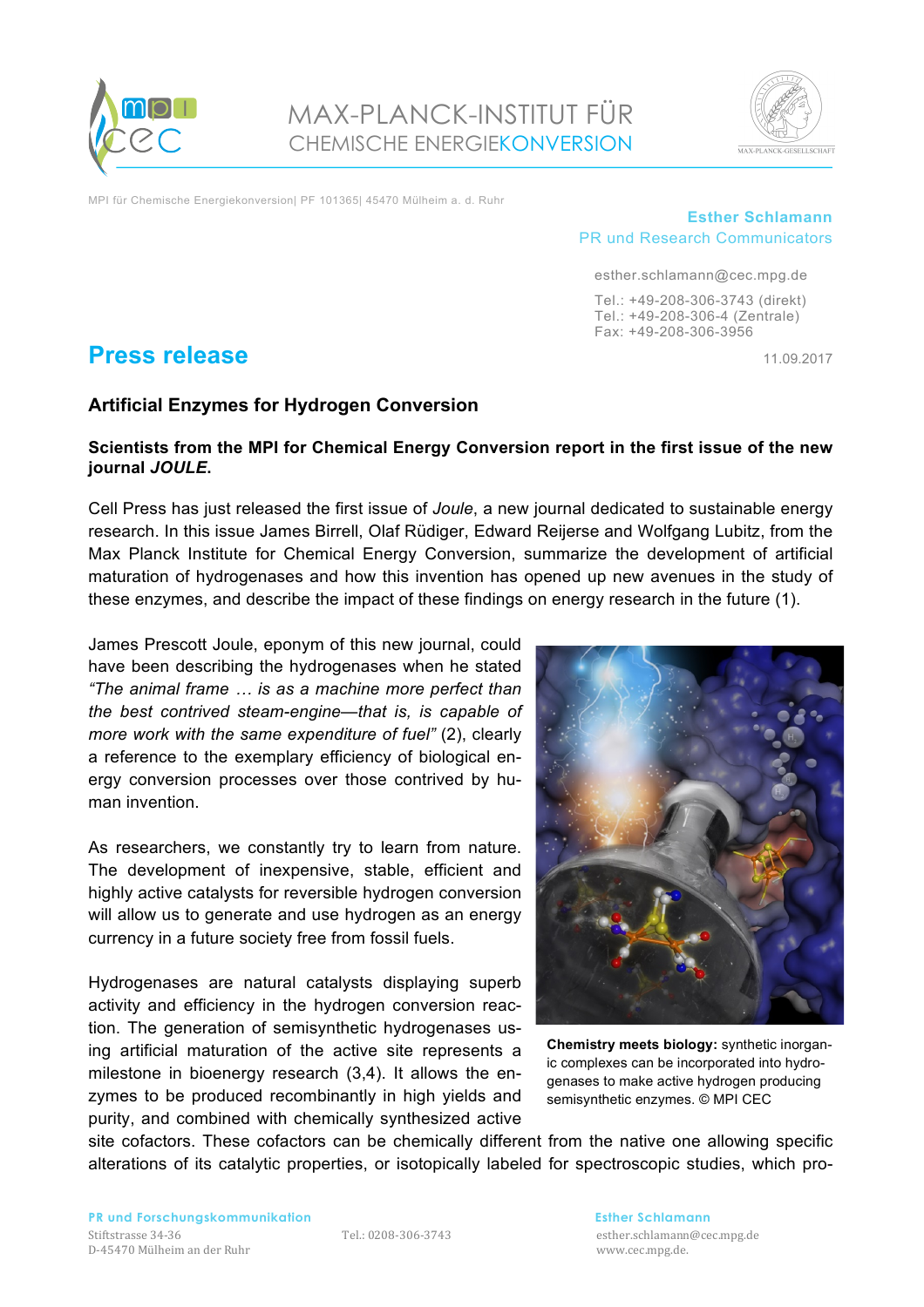MAX-PLANCK-INSTITUT FÜR
CHEMISCHE ENERGIEKONVERSION

MPI für Chemische Energiekonversion| PF 101365| 45470 Mülheim a. d. Ruhr

**Esther Schlamann**
PR und Research Communicators

esther.schlamann@cec.mpg.de

Tel.: +49-208-306-3743 (direkt)
Tel.: +49-208-306-4 (Zentrale)
Fax: +49-208-306-3956

# Press release

11.09.2017

## Artificial Enzymes for Hydrogen Conversion

**Scientists from the MPI for Chemical Energy Conversion report in the first issue of the new journal *JOULE*.**

Cell Press has just released the first issue of *Joule*, a new journal dedicated to sustainable energy research. In this issue James Birrell, Olaf Rüdiger, Edward Reijerse and Wolfgang Lubitz, from the Max Planck Institute for Chemical Energy Conversion, summarize the development of artificial maturation of hydrogenases and how this invention has opened up new avenues in the study of these enzymes, and describe the impact of these findings on energy research in the future (1).

James Prescott Joule, eponym of this new journal, could have been describing the hydrogenases when he stated *"The animal frame … is as a machine more perfect than the best contrived steam-engine—that is, is capable of more work with the same expenditure of fuel"* (2), clearly a reference to the exemplary efficiency of biological energy conversion processes over those contrived by human invention.

As researchers, we constantly try to learn from nature. The development of inexpensive, stable, efficient and highly active catalysts for reversible hydrogen conversion will allow us to generate and use hydrogen as an energy currency in a future society free from fossil fuels.

**Chemistry meets biology:** synthetic inorganic complexes can be incorporated into hydrogenases to make active hydrogen producing semisynthetic enzymes. © MPI CEC

Hydrogenases are natural catalysts displaying superb activity and efficiency in the hydrogen conversion reaction. The generation of semisynthetic hydrogenases using artificial maturation of the active site represents a milestone in bioenergy research (3,4). It allows the enzymes to be produced recombinantly in high yields and purity, and combined with chemically synthesized active site cofactors. These cofactors can be chemically different from the native one allowing specific alterations of its catalytic properties, or isotopically labeled for spectroscopic studies, which pro-

PR und Forschungskommunikation
Stiftstrasse 34-36
D-45470 Mülheim an der Ruhr

Tel.: 0208-306-3743

Esther Schlamann
esther.schlamann@cec.mpg.de
www.cec.mpg.de.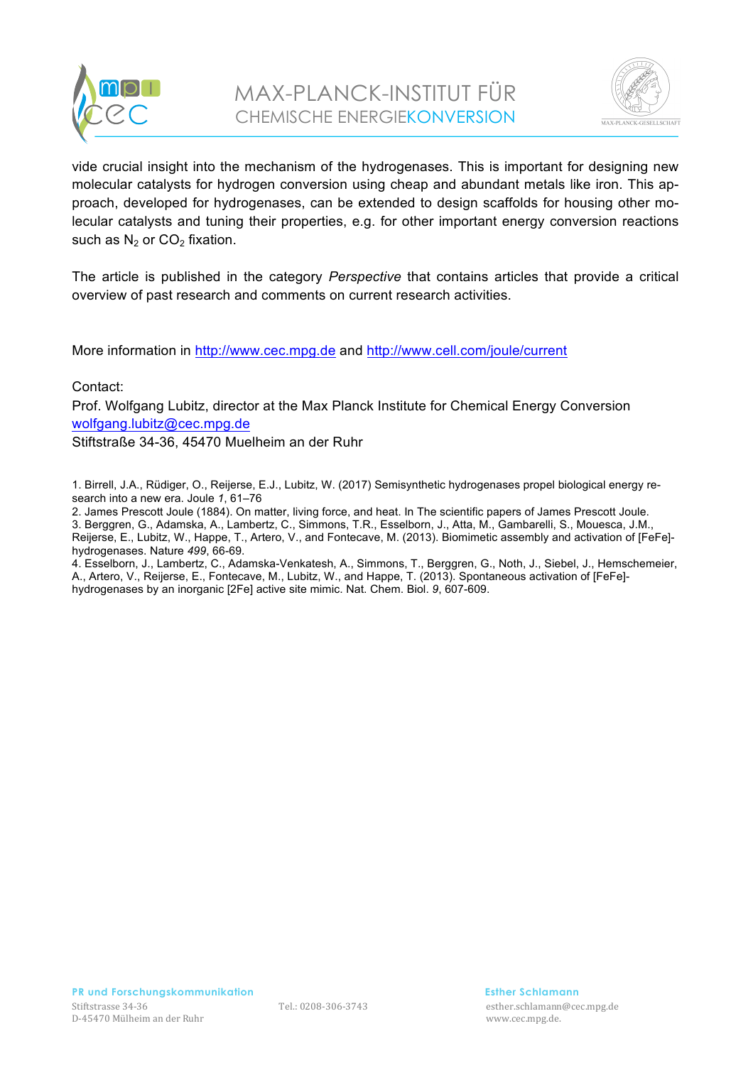vide crucial insight into the mechanism of the hydrogenases. This is important for designing new molecular catalysts for hydrogen conversion using cheap and abundant metals like iron. This approach, developed for hydrogenases, can be extended to design scaffolds for housing other molecular catalysts and tuning their properties, e.g. for other important energy conversion reactions such as $N_2$ or $CO_2$ fixation.

The article is published in the category *Perspective* that contains articles that provide a critical overview of past research and comments on current research activities.

More information in http://www.cec.mpg.de and http://www.cell.com/joule/current

Contact:
Prof. Wolfgang Lubitz, director at the Max Planck Institute for Chemical Energy Conversion
wolfgang.lubitz@cec.mpg.de
Stiftstraße 34-36, 45470 Muelheim an der Ruhr

1. Birrell, J.A., Rüdiger, O., Reijerse, E.J., Lubitz, W. (2017) Semisynthetic hydrogenases propel biological energy research into a new era. Joule *1*, 61–76
2. James Prescott Joule (1884). On matter, living force, and heat. In The scientific papers of James Prescott Joule.
3. Berggren, G., Adamska, A., Lambertz, C., Simmons, T.R., Esselborn, J., Atta, M., Gambarelli, S., Mouesca, J.M., Reijerse, E., Lubitz, W., Happe, T., Artero, V., and Fontecave, M. (2013). Biomimetic assembly and activation of [FeFe]-hydrogenases. Nature *499*, 66-69.
4. Esselborn, J., Lambertz, C., Adamska-Venkatesh, A., Simmons, T., Berggren, G., Noth, J., Siebel, J., Hemschemeier, A., Artero, V., Reijerse, E., Fontecave, M., Lubitz, W., and Happe, T. (2013). Spontaneous activation of [FeFe]-hydrogenases by an inorganic [2Fe] active site mimic. Nat. Chem. Biol. *9*, 607-609.

**PR und Forschungskommunikation**
Stiftstrasse 34-36
D-45470 Mülheim an der Ruhr

Tel.: 0208-306-3743

**Esther Schlamann**
esther.schlamann@cec.mpg.de
www.cec.mpg.de.